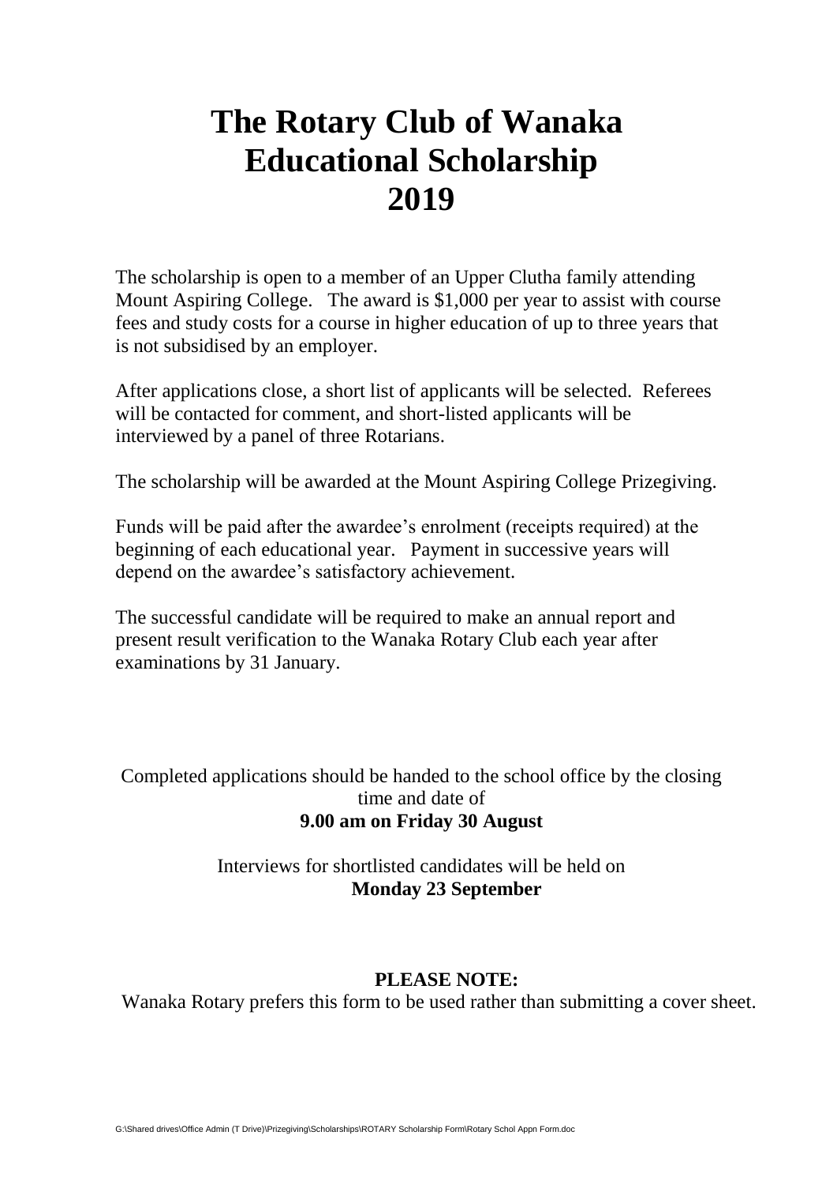# The Rotary Club of Wanaka Educational Scholarship 2019

The scholarship is open to a member of an Upper Clutha family attending Mount Aspiring College. The award is $1,000 per year to assist with course fees and study costs for a course in higher education of up to three years that is not subsidised by an employer.

After applications close, a short list of applicants will be selected. Referees will be contacted for comment, and short-listed applicants will be interviewed by a panel of three Rotarians.

The scholarship will be awarded at the Mount Aspiring College Prizegiving.

Funds will be paid after the awardee's enrolment (receipts required) at the beginning of each educational year. Payment in successive years will depend on the awardee's satisfactory achievement.

The successful candidate will be required to make an annual report and present result verification to the Wanaka Rotary Club each year after examinations by 31 January.

Completed applications should be handed to the school office by the closing time and date of

**9.00 am on Friday 30 August**

Interviews for shortlisted candidates will be held on

**Monday 23 September**

**PLEASE NOTE:**

Wanaka Rotary prefers this form to be used rather than submitting a cover sheet.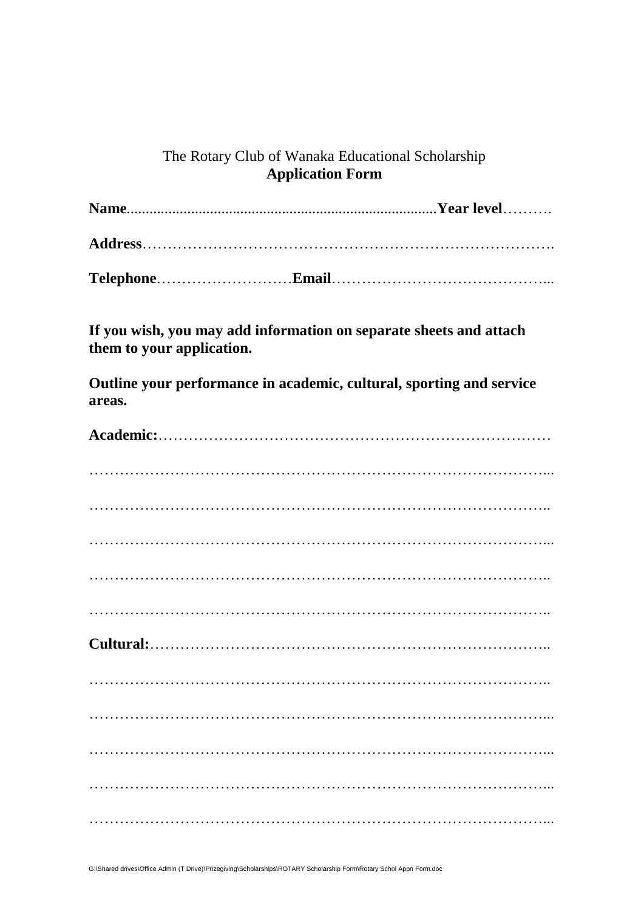The Rotary Club of Wanaka Educational Scholarship
**Application Form**

**Name**.................................................................................**Year level**……….

**Address**……………………………………………………………………….

**Telephone**………………………**Email**……………………………………...

**If you wish, you may add information on separate sheets and attach them to your application.**

**Outline your performance in academic, cultural, sporting and service areas.**

**Academic:**……………………………………………………………………

…………………………………………………………………………………...

………………………………………………………………………………..

…………………………………………………………………………………...

………………………………………………………………………………..

………………………………………………………………………………..

**Cultural:**……………………………………………………………………..

………………………………………………………………………………..

…………………………………………………………………………………...

…………………………………………………………………………………...

…………………………………………………………………………………...

…………………………………………………………………………………...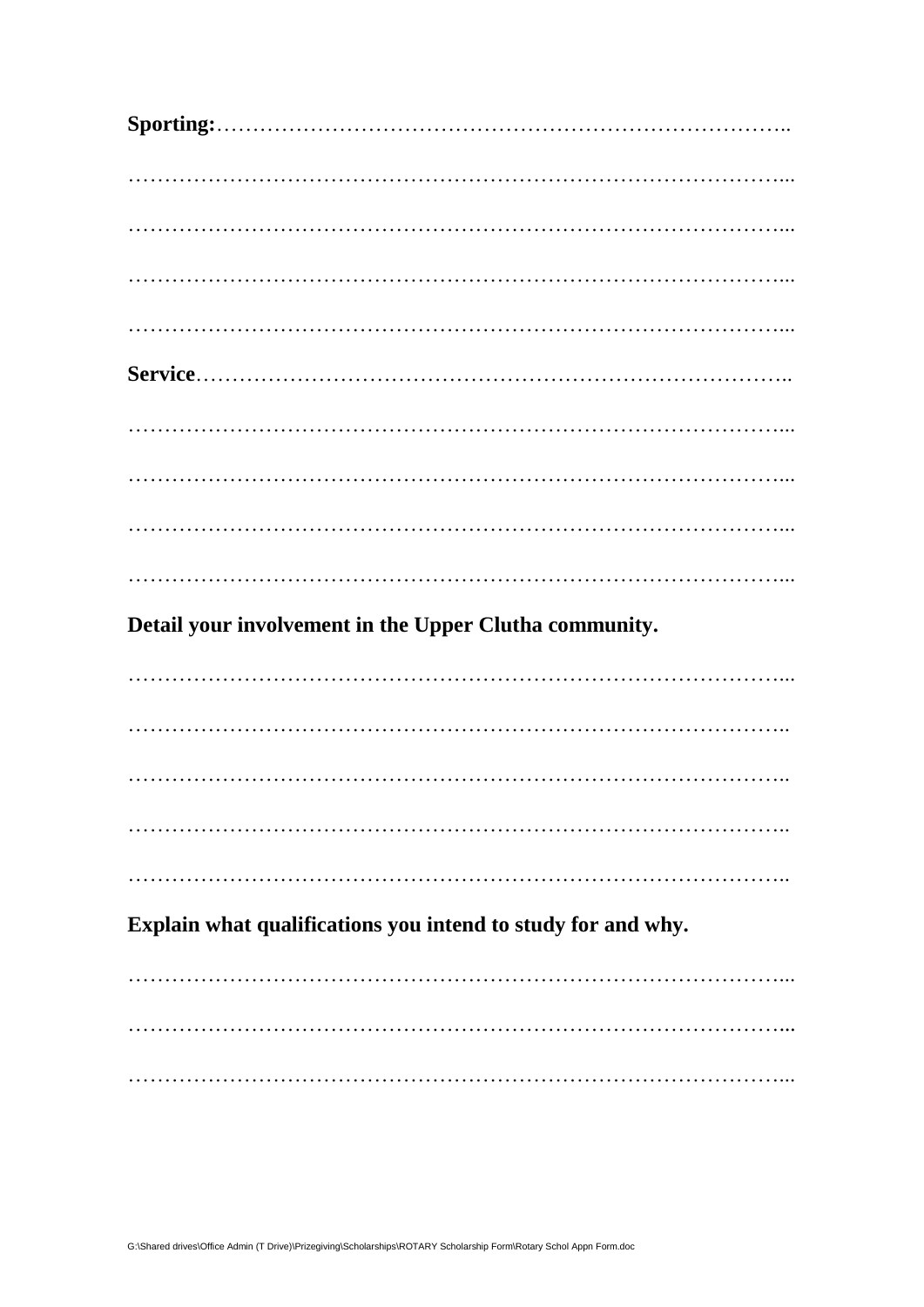**Sporting:**……………………………………………………………………..

…………………………………………………………………………………...

…………………………………………………………………………………...

…………………………………………………………………………………...

…………………………………………………………………………………...

**Service**……………………………………………………………………..

…………………………………………………………………………………...

…………………………………………………………………………………...

…………………………………………………………………………………...

…………………………………………………………………………………...

**Detail your involvement in the Upper Clutha community.**

…………………………………………………………………………………...

………………………………………………………………………………..

………………………………………………………………………………..

………………………………………………………………………………..

………………………………………………………………………………..

**Explain what qualifications you intend to study for and why.**

…………………………………………………………………………………...

…………………………………………………………………………………...

…………………………………………………………………………………...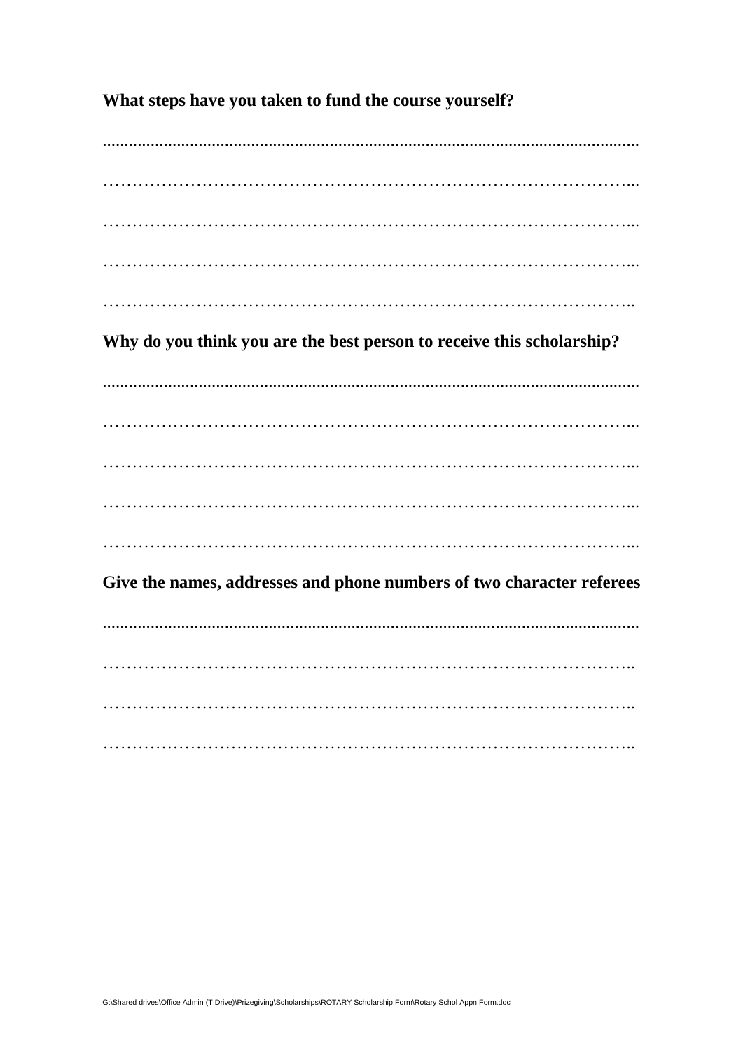**What steps have you taken to fund the course yourself?**

...........................................................................................................................

……………………………………………………………………………………...

……………………………………………………………………………………...

……………………………………………………………………………………...

……………………………………………………………………………………..

**Why do you think you are the best person to receive this scholarship?**

...........................................................................................................................

……………………………………………………………………………………...

……………………………………………………………………………………...

……………………………………………………………………………………...

……………………………………………………………………………………...

**Give the names, addresses and phone numbers of two character referees**

...........................................................................................................................

……………………………………………………………………………………..

……………………………………………………………………………………..

……………………………………………………………………………………..

G:\Shared drives\Office Admin (T Drive)\Prizegiving\Scholarships\ROTARY Scholarship Form\Rotary Schol Appn Form.doc